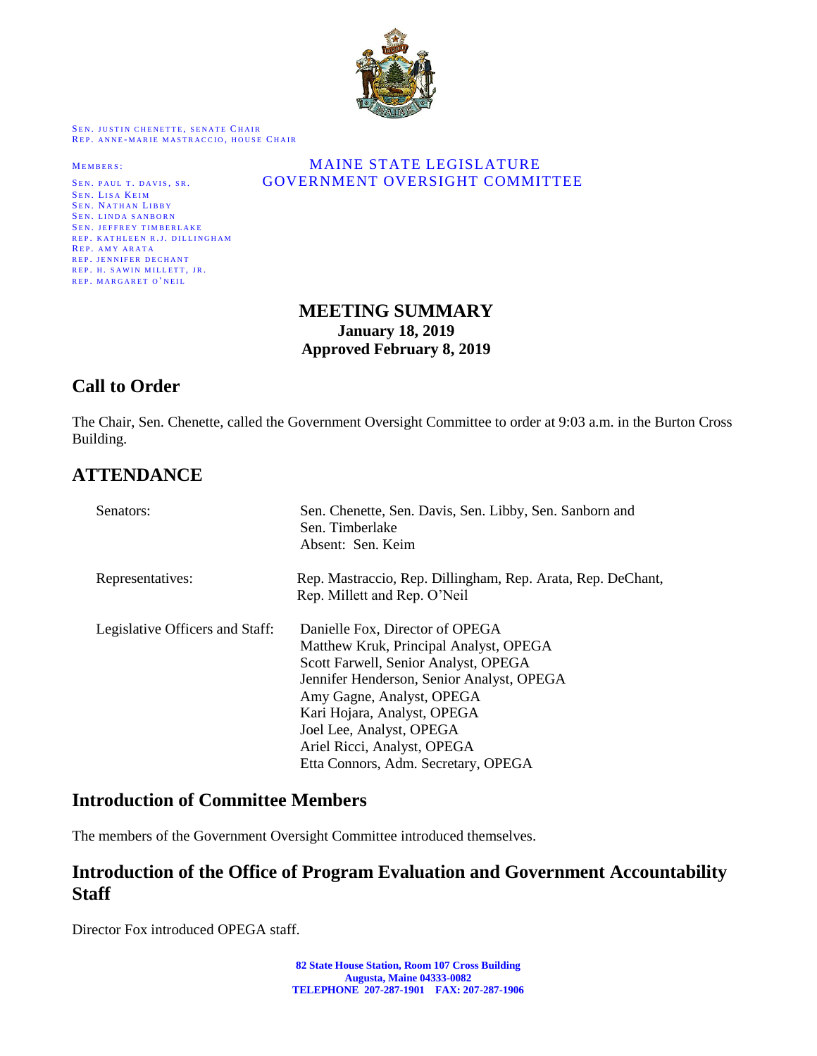SEN. JUSTIN CHENETTE, SENATE CHAIR
REP. ANNE-MARIE MASTRACCIO, HOUSE CHAIR

MEMBERS:
SEN. PAUL T. DAVIS, SR.
SEN. LISA KEIM
SEN. NATHAN LIBBY
SEN. LINDA SANBORN
SEN. JEFFREY TIMBERLAKE
REP. KATHLEEN R.J. DILLINGHAM
REP. AMY ARATA
REP. JENNIFER DECHANT
REP. H. SAWIN MILLETT, JR.
REP. MARGARET O'NEIL

MAINE STATE LEGISLATURE
GOVERNMENT OVERSIGHT COMMITTEE

# MEETING SUMMARY

**January 18, 2019**
**Approved February 8, 2019**

## Call to Order

The Chair, Sen. Chenette, called the Government Oversight Committee to order at 9:03 a.m. in the Burton Cross Building.

## ATTENDANCE

| | |
|---|---|
| Senators: | Sen. Chenette, Sen. Davis, Sen. Libby, Sen. Sanborn and Sen. Timberlake<br>Absent: Sen. Keim |
| Representatives: | Rep. Mastraccio, Rep. Dillingham, Rep. Arata, Rep. DeChant, Rep. Millett and Rep. O'Neil |
| Legislative Officers and Staff: | Danielle Fox, Director of OPEGA<br>Matthew Kruk, Principal Analyst, OPEGA<br>Scott Farwell, Senior Analyst, OPEGA<br>Jennifer Henderson, Senior Analyst, OPEGA<br>Amy Gagne, Analyst, OPEGA<br>Kari Hojara, Analyst, OPEGA<br>Joel Lee, Analyst, OPEGA<br>Ariel Ricci, Analyst, OPEGA<br>Etta Connors, Adm. Secretary, OPEGA |

## Introduction of Committee Members

The members of the Government Oversight Committee introduced themselves.

## Introduction of the Office of Program Evaluation and Government Accountability Staff

Director Fox introduced OPEGA staff.

82 State House Station, Room 107 Cross Building
Augusta, Maine 04333-0082
TELEPHONE 207-287-1901 FAX: 207-287-1906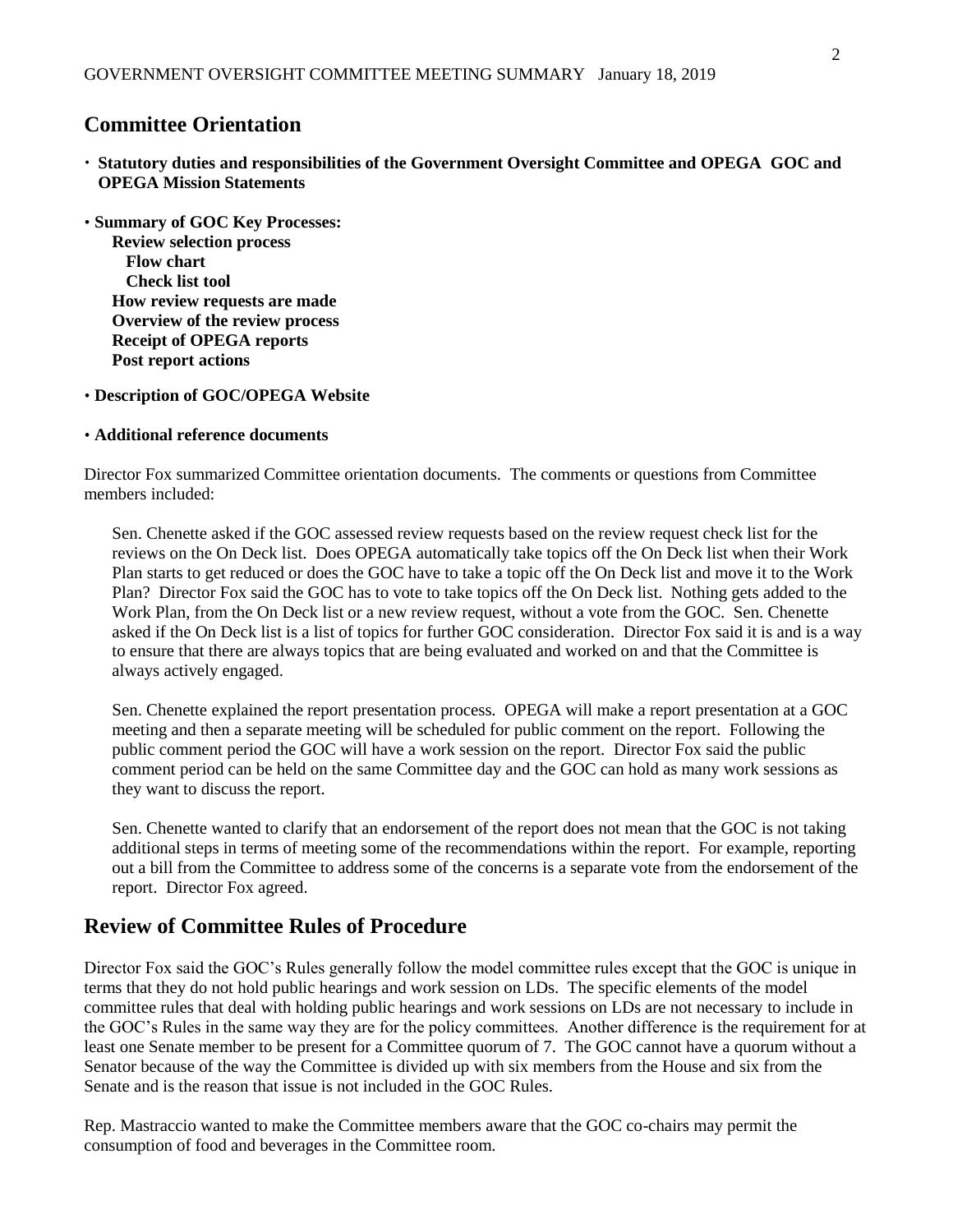## Committee Orientation

- **Statutory duties and responsibilities of the Government Oversight Committee and OPEGA GOC and OPEGA Mission Statements**

- **Summary of GOC Key Processes:**
  - **Review selection process**
    - **Flow chart**
    - **Check list tool**
  - **How review requests are made**
  - **Overview of the review process**
  - **Receipt of OPEGA reports**
  - **Post report actions**

- **Description of GOC/OPEGA Website**

- **Additional reference documents**

Director Fox summarized Committee orientation documents. The comments or questions from Committee members included:

> Sen. Chenette asked if the GOC assessed review requests based on the review request check list for the reviews on the On Deck list. Does OPEGA automatically take topics off the On Deck list when their Work Plan starts to get reduced or does the GOC have to take a topic off the On Deck list and move it to the Work Plan? Director Fox said the GOC has to vote to take topics off the On Deck list. Nothing gets added to the Work Plan, from the On Deck list or a new review request, without a vote from the GOC. Sen. Chenette asked if the On Deck list is a list of topics for further GOC consideration. Director Fox said it is and is a way to ensure that there are always topics that are being evaluated and worked on and that the Committee is always actively engaged.
>
> Sen. Chenette explained the report presentation process. OPEGA will make a report presentation at a GOC meeting and then a separate meeting will be scheduled for public comment on the report. Following the public comment period the GOC will have a work session on the report. Director Fox said the public comment period can be held on the same Committee day and the GOC can hold as many work sessions as they want to discuss the report.
>
> Sen. Chenette wanted to clarify that an endorsement of the report does not mean that the GOC is not taking additional steps in terms of meeting some of the recommendations within the report. For example, reporting out a bill from the Committee to address some of the concerns is a separate vote from the endorsement of the report. Director Fox agreed.

## Review of Committee Rules of Procedure

Director Fox said the GOC's Rules generally follow the model committee rules except that the GOC is unique in terms that they do not hold public hearings and work session on LDs. The specific elements of the model committee rules that deal with holding public hearings and work sessions on LDs are not necessary to include in the GOC's Rules in the same way they are for the policy committees. Another difference is the requirement for at least one Senate member to be present for a Committee quorum of 7. The GOC cannot have a quorum without a Senator because of the way the Committee is divided up with six members from the House and six from the Senate and is the reason that issue is not included in the GOC Rules.

Rep. Mastraccio wanted to make the Committee members aware that the GOC co-chairs may permit the consumption of food and beverages in the Committee room.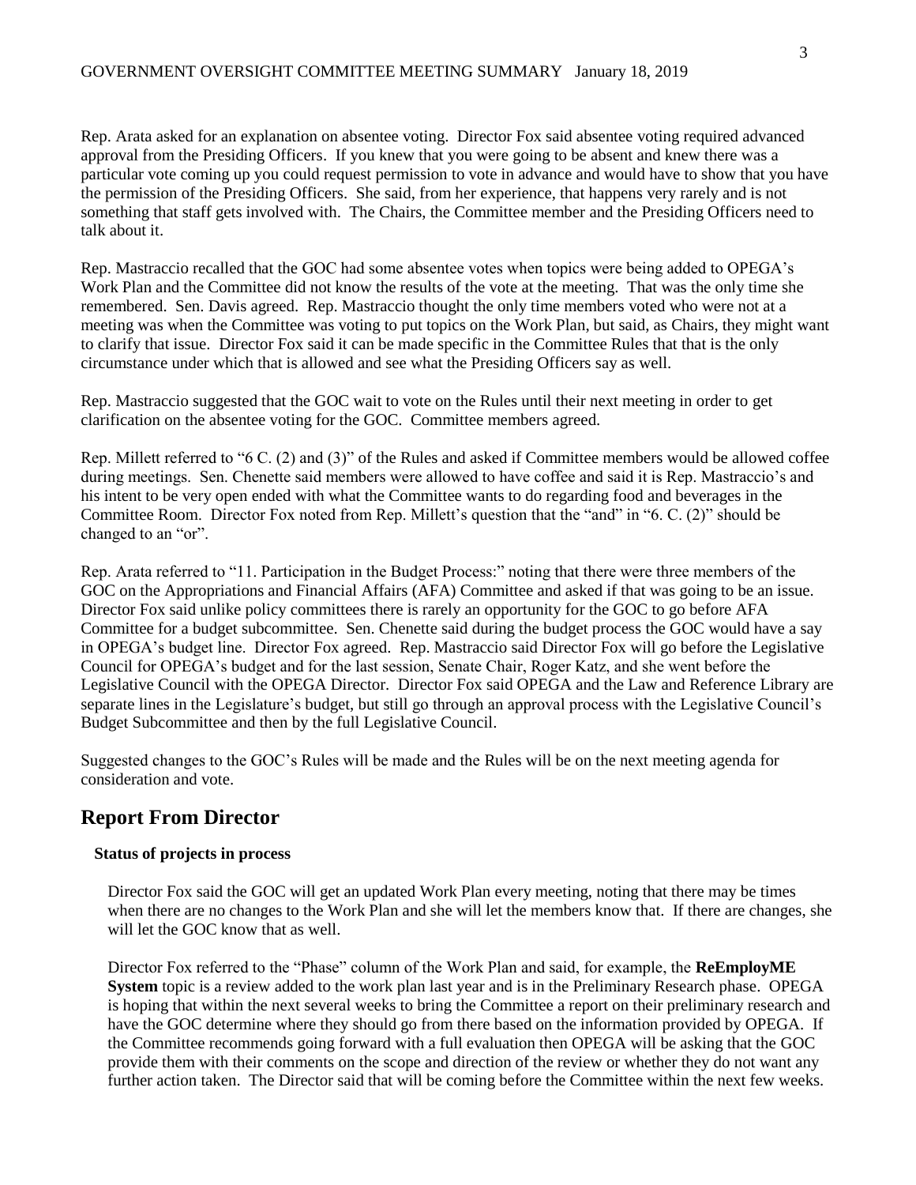Rep. Arata asked for an explanation on absentee voting. Director Fox said absentee voting required advanced approval from the Presiding Officers. If you knew that you were going to be absent and knew there was a particular vote coming up you could request permission to vote in advance and would have to show that you have the permission of the Presiding Officers. She said, from her experience, that happens very rarely and is not something that staff gets involved with. The Chairs, the Committee member and the Presiding Officers need to talk about it.

Rep. Mastraccio recalled that the GOC had some absentee votes when topics were being added to OPEGA's Work Plan and the Committee did not know the results of the vote at the meeting. That was the only time she remembered. Sen. Davis agreed. Rep. Mastraccio thought the only time members voted who were not at a meeting was when the Committee was voting to put topics on the Work Plan, but said, as Chairs, they might want to clarify that issue. Director Fox said it can be made specific in the Committee Rules that that is the only circumstance under which that is allowed and see what the Presiding Officers say as well.

Rep. Mastraccio suggested that the GOC wait to vote on the Rules until their next meeting in order to get clarification on the absentee voting for the GOC. Committee members agreed.

Rep. Millett referred to "6 C. (2) and (3)" of the Rules and asked if Committee members would be allowed coffee during meetings. Sen. Chenette said members were allowed to have coffee and said it is Rep. Mastraccio's and his intent to be very open ended with what the Committee wants to do regarding food and beverages in the Committee Room. Director Fox noted from Rep. Millett's question that the "and" in "6. C. (2)" should be changed to an "or".

Rep. Arata referred to "11. Participation in the Budget Process:" noting that there were three members of the GOC on the Appropriations and Financial Affairs (AFA) Committee and asked if that was going to be an issue. Director Fox said unlike policy committees there is rarely an opportunity for the GOC to go before AFA Committee for a budget subcommittee. Sen. Chenette said during the budget process the GOC would have a say in OPEGA's budget line. Director Fox agreed. Rep. Mastraccio said Director Fox will go before the Legislative Council for OPEGA's budget and for the last session, Senate Chair, Roger Katz, and she went before the Legislative Council with the OPEGA Director. Director Fox said OPEGA and the Law and Reference Library are separate lines in the Legislature's budget, but still go through an approval process with the Legislative Council's Budget Subcommittee and then by the full Legislative Council.

Suggested changes to the GOC's Rules will be made and the Rules will be on the next meeting agenda for consideration and vote.

## Report From Director

**Status of projects in process**

Director Fox said the GOC will get an updated Work Plan every meeting, noting that there may be times when there are no changes to the Work Plan and she will let the members know that. If there are changes, she will let the GOC know that as well.

Director Fox referred to the "Phase" column of the Work Plan and said, for example, the **ReEmployME System** topic is a review added to the work plan last year and is in the Preliminary Research phase. OPEGA is hoping that within the next several weeks to bring the Committee a report on their preliminary research and have the GOC determine where they should go from there based on the information provided by OPEGA. If the Committee recommends going forward with a full evaluation then OPEGA will be asking that the GOC provide them with their comments on the scope and direction of the review or whether they do not want any further action taken. The Director said that will be coming before the Committee within the next few weeks.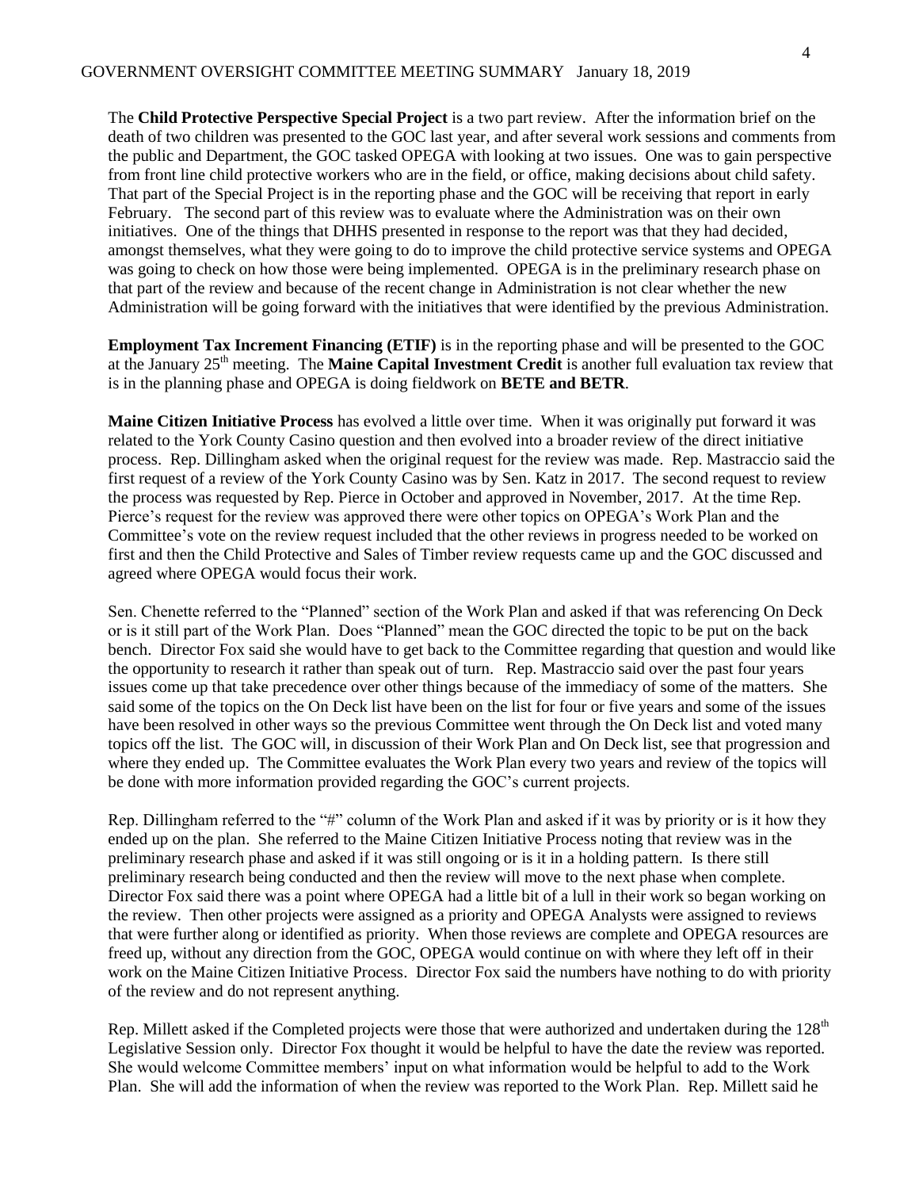The **Child Protective Perspective Special Project** is a two part review. After the information brief on the death of two children was presented to the GOC last year, and after several work sessions and comments from the public and Department, the GOC tasked OPEGA with looking at two issues. One was to gain perspective from front line child protective workers who are in the field, or office, making decisions about child safety. That part of the Special Project is in the reporting phase and the GOC will be receiving that report in early February. The second part of this review was to evaluate where the Administration was on their own initiatives. One of the things that DHHS presented in response to the report was that they had decided, amongst themselves, what they were going to do to improve the child protective service systems and OPEGA was going to check on how those were being implemented. OPEGA is in the preliminary research phase on that part of the review and because of the recent change in Administration is not clear whether the new Administration will be going forward with the initiatives that were identified by the previous Administration.

**Employment Tax Increment Financing (ETIF)** is in the reporting phase and will be presented to the GOC at the January 25th meeting. The **Maine Capital Investment Credit** is another full evaluation tax review that is in the planning phase and OPEGA is doing fieldwork on **BETE and BETR**.

**Maine Citizen Initiative Process** has evolved a little over time. When it was originally put forward it was related to the York County Casino question and then evolved into a broader review of the direct initiative process. Rep. Dillingham asked when the original request for the review was made. Rep. Mastraccio said the first request of a review of the York County Casino was by Sen. Katz in 2017. The second request to review the process was requested by Rep. Pierce in October and approved in November, 2017. At the time Rep. Pierce's request for the review was approved there were other topics on OPEGA's Work Plan and the Committee's vote on the review request included that the other reviews in progress needed to be worked on first and then the Child Protective and Sales of Timber review requests came up and the GOC discussed and agreed where OPEGA would focus their work.

Sen. Chenette referred to the "Planned" section of the Work Plan and asked if that was referencing On Deck or is it still part of the Work Plan. Does "Planned" mean the GOC directed the topic to be put on the back bench. Director Fox said she would have to get back to the Committee regarding that question and would like the opportunity to research it rather than speak out of turn. Rep. Mastraccio said over the past four years issues come up that take precedence over other things because of the immediacy of some of the matters. She said some of the topics on the On Deck list have been on the list for four or five years and some of the issues have been resolved in other ways so the previous Committee went through the On Deck list and voted many topics off the list. The GOC will, in discussion of their Work Plan and On Deck list, see that progression and where they ended up. The Committee evaluates the Work Plan every two years and review of the topics will be done with more information provided regarding the GOC's current projects.

Rep. Dillingham referred to the "#" column of the Work Plan and asked if it was by priority or is it how they ended up on the plan. She referred to the Maine Citizen Initiative Process noting that review was in the preliminary research phase and asked if it was still ongoing or is it in a holding pattern. Is there still preliminary research being conducted and then the review will move to the next phase when complete. Director Fox said there was a point where OPEGA had a little bit of a lull in their work so began working on the review. Then other projects were assigned as a priority and OPEGA Analysts were assigned to reviews that were further along or identified as priority. When those reviews are complete and OPEGA resources are freed up, without any direction from the GOC, OPEGA would continue on with where they left off in their work on the Maine Citizen Initiative Process. Director Fox said the numbers have nothing to do with priority of the review and do not represent anything.

Rep. Millett asked if the Completed projects were those that were authorized and undertaken during the 128th Legislative Session only. Director Fox thought it would be helpful to have the date the review was reported. She would welcome Committee members' input on what information would be helpful to add to the Work Plan. She will add the information of when the review was reported to the Work Plan. Rep. Millett said he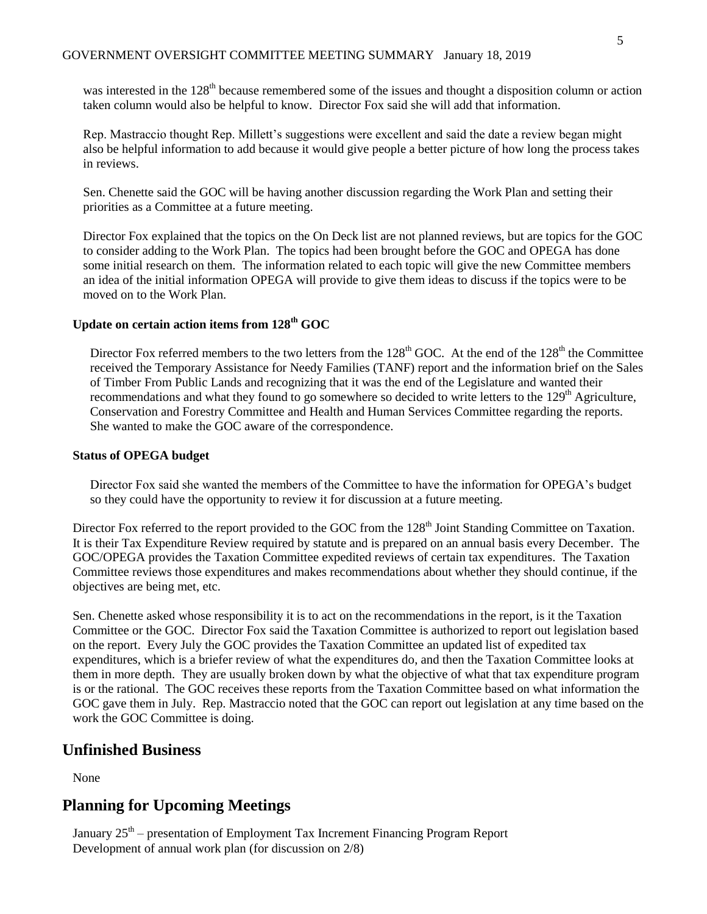was interested in the 128th because remembered some of the issues and thought a disposition column or action taken column would also be helpful to know. Director Fox said she will add that information.

Rep. Mastraccio thought Rep. Millett's suggestions were excellent and said the date a review began might also be helpful information to add because it would give people a better picture of how long the process takes in reviews.

Sen. Chenette said the GOC will be having another discussion regarding the Work Plan and setting their priorities as a Committee at a future meeting.

Director Fox explained that the topics on the On Deck list are not planned reviews, but are topics for the GOC to consider adding to the Work Plan. The topics had been brought before the GOC and OPEGA has done some initial research on them. The information related to each topic will give the new Committee members an idea of the initial information OPEGA will provide to give them ideas to discuss if the topics were to be moved on to the Work Plan.

### Update on certain action items from 128th GOC

Director Fox referred members to the two letters from the 128th GOC. At the end of the 128th the Committee received the Temporary Assistance for Needy Families (TANF) report and the information brief on the Sales of Timber From Public Lands and recognizing that it was the end of the Legislature and wanted their recommendations and what they found to go somewhere so decided to write letters to the 129th Agriculture, Conservation and Forestry Committee and Health and Human Services Committee regarding the reports. She wanted to make the GOC aware of the correspondence.

### Status of OPEGA budget

Director Fox said she wanted the members of the Committee to have the information for OPEGA's budget so they could have the opportunity to review it for discussion at a future meeting.

Director Fox referred to the report provided to the GOC from the 128th Joint Standing Committee on Taxation. It is their Tax Expenditure Review required by statute and is prepared on an annual basis every December. The GOC/OPEGA provides the Taxation Committee expedited reviews of certain tax expenditures. The Taxation Committee reviews those expenditures and makes recommendations about whether they should continue, if the objectives are being met, etc.

Sen. Chenette asked whose responsibility it is to act on the recommendations in the report, is it the Taxation Committee or the GOC. Director Fox said the Taxation Committee is authorized to report out legislation based on the report. Every July the GOC provides the Taxation Committee an updated list of expedited tax expenditures, which is a briefer review of what the expenditures do, and then the Taxation Committee looks at them in more depth. They are usually broken down by what the objective of what that tax expenditure program is or the rational. The GOC receives these reports from the Taxation Committee based on what information the GOC gave them in July. Rep. Mastraccio noted that the GOC can report out legislation at any time based on the work the GOC Committee is doing.

## Unfinished Business

None

## Planning for Upcoming Meetings

January 25th – presentation of Employment Tax Increment Financing Program Report
Development of annual work plan (for discussion on 2/8)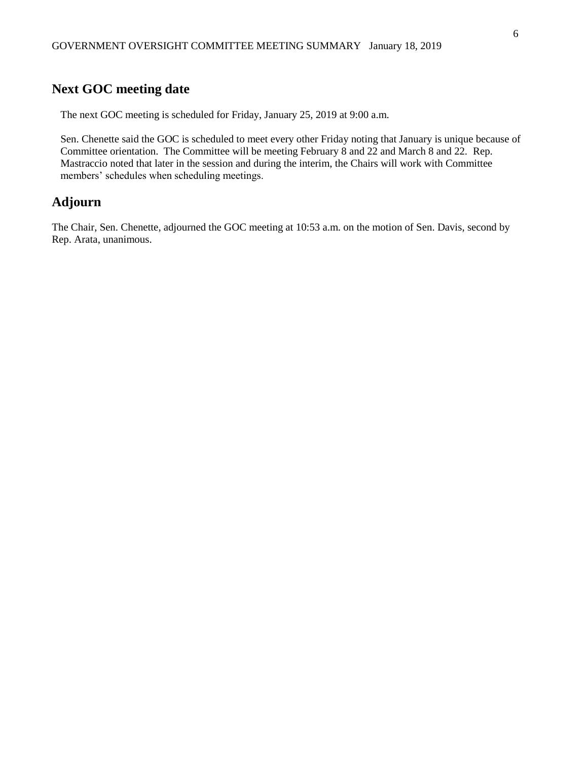## Next GOC meeting date

The next GOC meeting is scheduled for Friday, January 25, 2019 at 9:00 a.m.

Sen. Chenette said the GOC is scheduled to meet every other Friday noting that January is unique because of Committee orientation. The Committee will be meeting February 8 and 22 and March 8 and 22. Rep. Mastraccio noted that later in the session and during the interim, the Chairs will work with Committee members' schedules when scheduling meetings.

## Adjourn

The Chair, Sen. Chenette, adjourned the GOC meeting at 10:53 a.m. on the motion of Sen. Davis, second by Rep. Arata, unanimous.